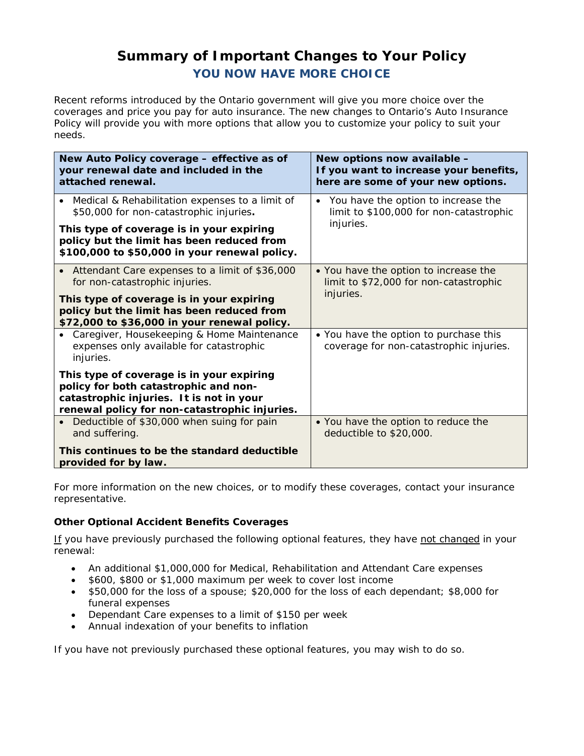# Summary of Important Changes to Your Policy

## YOU NOW HAVE MORE CHOICE

Recent reforms introduced by the Ontario government will give you more choice over the coverages and price you pay for auto insurance. The new changes to Ontario's Auto Insurance Policy will provide you with more options that allow you to customize your policy to suit your needs.

| New Auto Policy coverage – effective as of your renewal date and included in the attached renewal. | New options now available – If you want to increase your benefits, here are some of your new options. |
|---|---|
| • Medical & Rehabilitation expenses to a limit of $50,000 for non-catastrophic injuries.<br><br>**This type of coverage is in your expiring policy but the limit has been reduced from $100,000 to $50,000 in your renewal policy.** | • You have the option to increase the limit to $100,000 for non-catastrophic injuries. |
| • Attendant Care expenses to a limit of $36,000 for non-catastrophic injuries.<br><br>**This type of coverage is in your expiring policy but the limit has been reduced from $72,000 to $36,000 in your renewal policy.** | • You have the option to increase the limit to $72,000 for non-catastrophic injuries. |
| • Caregiver, Housekeeping & Home Maintenance expenses only available for catastrophic injuries.<br><br>**This type of coverage is in your expiring policy for both catastrophic and non-catastrophic injuries. It is not in your renewal policy for non-catastrophic injuries.** | • You have the option to purchase this coverage for non-catastrophic injuries. |
| • Deductible of $30,000 when suing for pain and suffering.<br><br>**This continues to be the standard deductible provided for by law.** | • You have the option to reduce the deductible to $20,000. |

For more information on the new choices, or to modify these coverages, contact your insurance representative.

### Other Optional Accident Benefits Coverages

<u>If</u> you have previously purchased the following optional features, they have <u>not changed</u> in your renewal:

- An additional $1,000,000 for Medical, Rehabilitation and Attendant Care expenses
- $600, $800 or $1,000 maximum per week to cover lost income
- $50,000 for the loss of a spouse; $20,000 for the loss of each dependant; $8,000 for funeral expenses
- Dependant Care expenses to a limit of $150 per week
- Annual indexation of your benefits to inflation

If you have not previously purchased these optional features, you may wish to do so.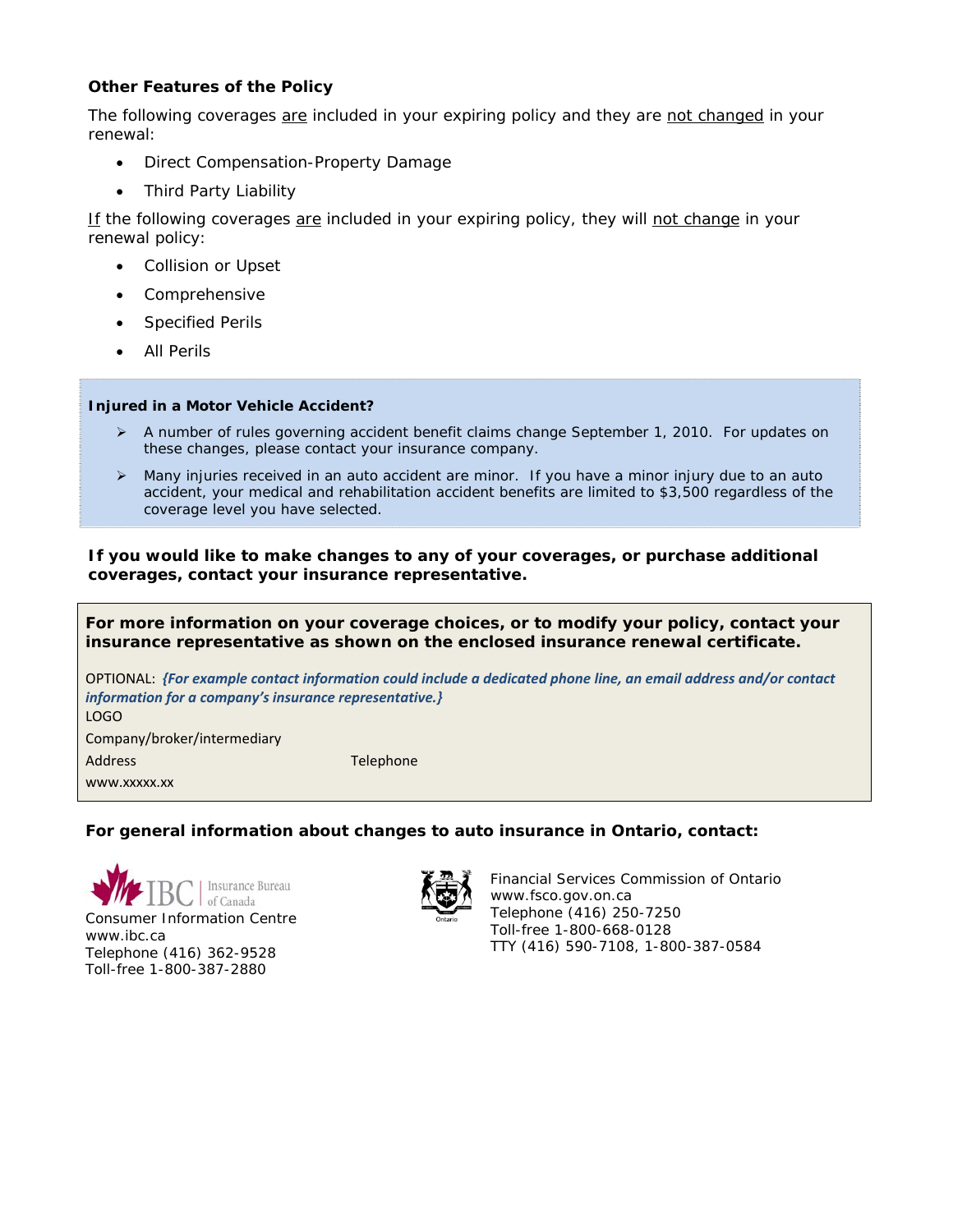### Other Features of the Policy

The following coverages are included in your expiring policy and they are not changed in your renewal:

- Direct Compensation-Property Damage
- Third Party Liability

If the following coverages are included in your expiring policy, they will not change in your renewal policy:

- Collision or Upset
- Comprehensive
- Specified Perils
- All Perils

**Injured in a Motor Vehicle Accident?**

- A number of rules governing accident benefit claims change September 1, 2010. For updates on these changes, please contact your insurance company.
- Many injuries received in an auto accident are minor. If you have a minor injury due to an auto accident, your medical and rehabilitation accident benefits are limited to $3,500 regardless of the coverage level you have selected.

**If you would like to make changes to any of your coverages, or purchase additional coverages, contact your insurance representative.**

**For more information on your coverage choices, or to modify your policy, contact your insurance representative as shown on the enclosed insurance renewal certificate.**

OPTIONAL: ***{For example contact information could include a dedicated phone line, an email address and/or contact information for a company's insurance representative.}***

LOGO

Company/broker/intermediary

Address Telephone

www.xxxxx.xx

**For general information about changes to auto insurance in Ontario, contact:**

IBC Insurance Bureau of Canada
Consumer Information Centre
www.ibc.ca
Telephone (416) 362-9528
Toll-free 1-800-387-2880

Ontario
Financial Services Commission of Ontario
www.fsco.gov.on.ca
Telephone (416) 250-7250
Toll-free 1-800-668-0128
TTY (416) 590-7108, 1-800-387-0584